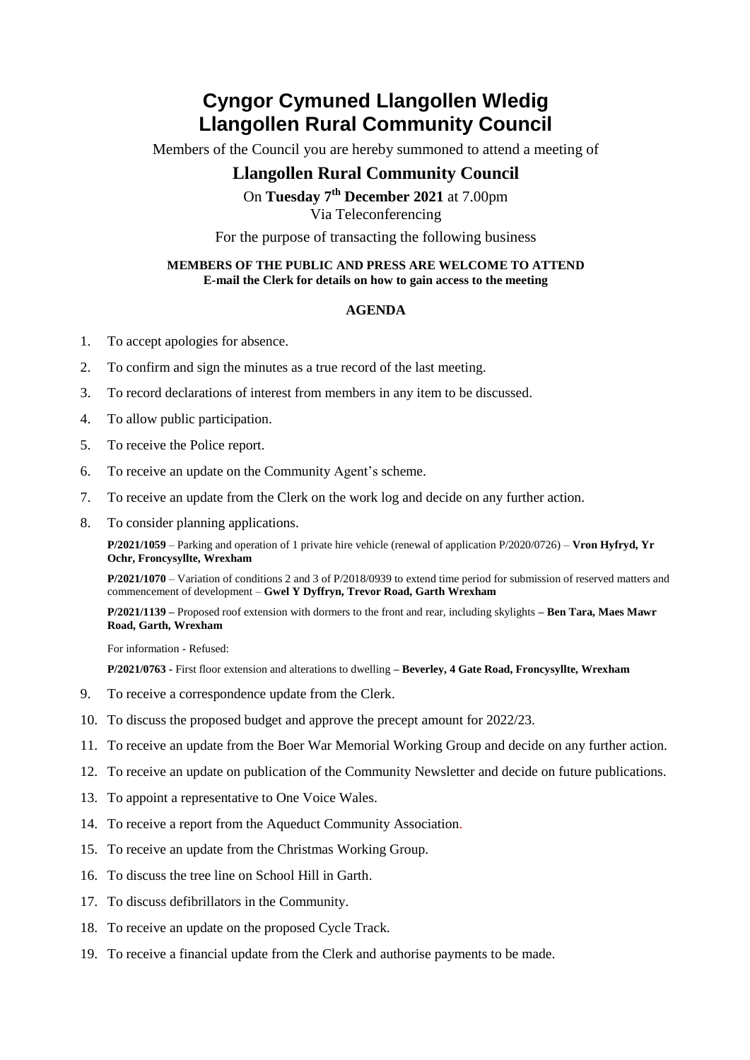# Cyngor Cymuned Llangollen Wledig
# Llangollen Rural Community Council

Members of the Council you are hereby summoned to attend a meeting of

## Llangollen Rural Community Council

On **Tuesday 7th December 2021** at 7.00pm

Via Teleconferencing

For the purpose of transacting the following business

**MEMBERS OF THE PUBLIC AND PRESS ARE WELCOME TO ATTEND**
**E-mail the Clerk for details on how to gain access to the meeting**

**AGENDA**

1. To accept apologies for absence.
2. To confirm and sign the minutes as a true record of the last meeting.
3. To record declarations of interest from members in any item to be discussed.
4. To allow public participation.
5. To receive the Police report.
6. To receive an update on the Community Agent's scheme.
7. To receive an update from the Clerk on the work log and decide on any further action.
8. To consider planning applications.

   **P/2021/1059** – Parking and operation of 1 private hire vehicle (renewal of application P/2020/0726) – **Vron Hyfryd, Yr Ochr, Froncysyllte, Wrexham**

   **P/2021/1070** – Variation of conditions 2 and 3 of P/2018/0939 to extend time period for submission of reserved matters and commencement of development – **Gwel Y Dyffryn, Trevor Road, Garth Wrexham**

   **P/2021/1139 –** Proposed roof extension with dormers to the front and rear, including skylights **– Ben Tara, Maes Mawr Road, Garth, Wrexham**

   For information - Refused:

   **P/2021/0763 -** First floor extension and alterations to dwelling **– Beverley, 4 Gate Road, Froncysyllte, Wrexham**

9. To receive a correspondence update from the Clerk.
10. To discuss the proposed budget and approve the precept amount for 2022/23.
11. To receive an update from the Boer War Memorial Working Group and decide on any further action.
12. To receive an update on publication of the Community Newsletter and decide on future publications.
13. To appoint a representative to One Voice Wales.
14. To receive a report from the Aqueduct Community Association.
15. To receive an update from the Christmas Working Group.
16. To discuss the tree line on School Hill in Garth.
17. To discuss defibrillators in the Community.
18. To receive an update on the proposed Cycle Track.
19. To receive a financial update from the Clerk and authorise payments to be made.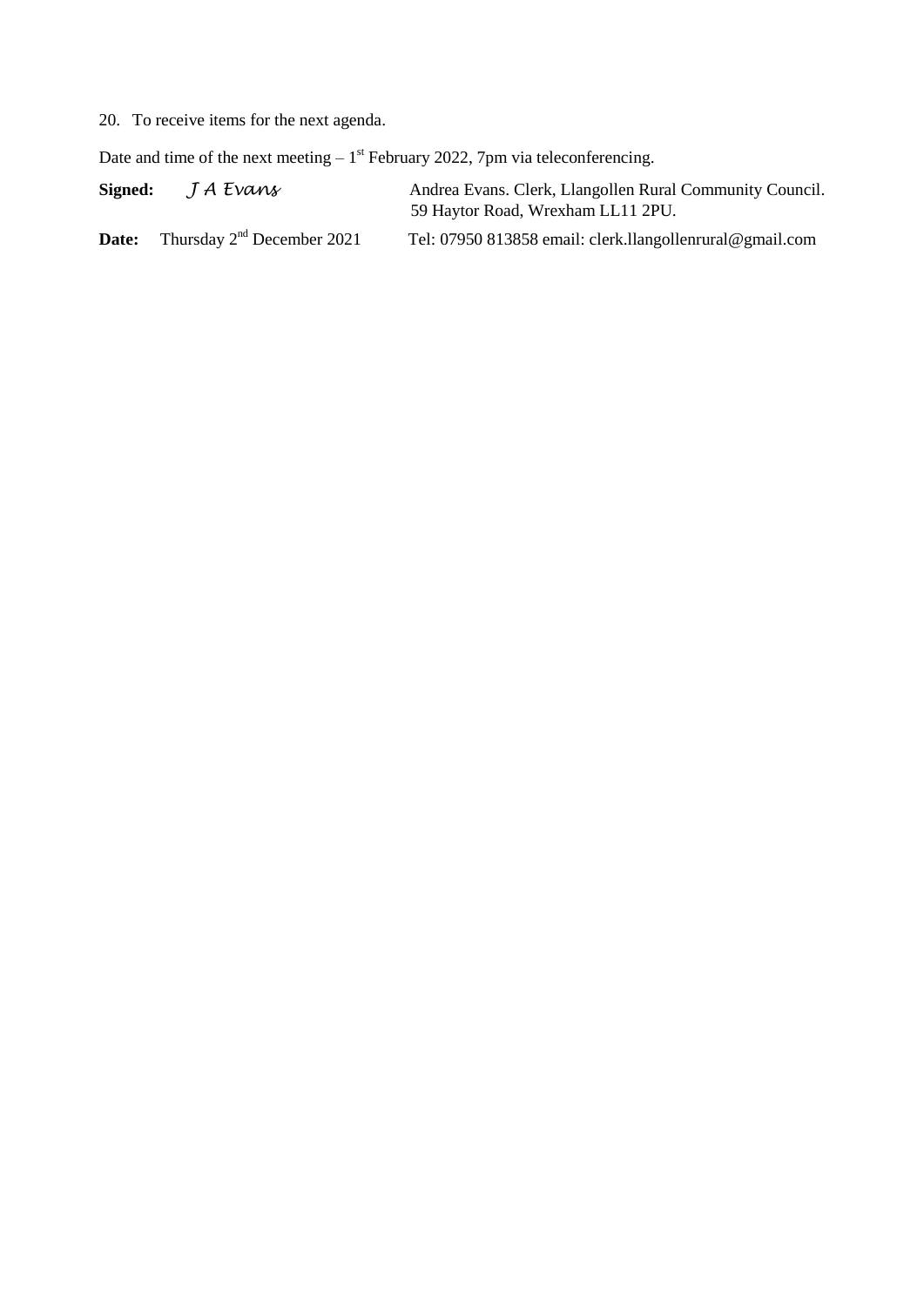20. To receive items for the next agenda.

Date and time of the next meeting – 1st February 2022, 7pm via teleconferencing.

| | | |
|---|---|---|
| **Signed:** | *J A Evans* | Andrea Evans. Clerk, Llangollen Rural Community Council. 59 Haytor Road, Wrexham LL11 2PU. |
| **Date:** | Thursday 2nd December 2021 | Tel: 07950 813858 email: clerk.llangollenrural@gmail.com |